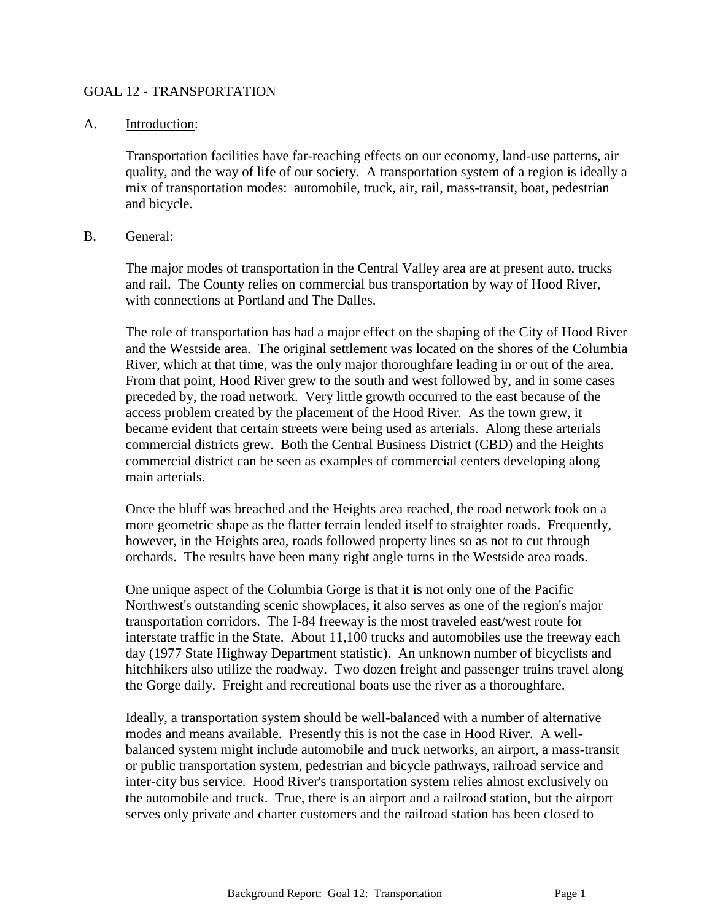## GOAL 12 - TRANSPORTATION

### A. Introduction:

Transportation facilities have far-reaching effects on our economy, land-use patterns, air quality, and the way of life of our society. A transportation system of a region is ideally a mix of transportation modes: automobile, truck, air, rail, mass-transit, boat, pedestrian and bicycle.

### B. General:

The major modes of transportation in the Central Valley area are at present auto, trucks and rail. The County relies on commercial bus transportation by way of Hood River, with connections at Portland and The Dalles.

The role of transportation has had a major effect on the shaping of the City of Hood River and the Westside area. The original settlement was located on the shores of the Columbia River, which at that time, was the only major thoroughfare leading in or out of the area. From that point, Hood River grew to the south and west followed by, and in some cases preceded by, the road network. Very little growth occurred to the east because of the access problem created by the placement of the Hood River. As the town grew, it became evident that certain streets were being used as arterials. Along these arterials commercial districts grew. Both the Central Business District (CBD) and the Heights commercial district can be seen as examples of commercial centers developing along main arterials.

Once the bluff was breached and the Heights area reached, the road network took on a more geometric shape as the flatter terrain lended itself to straighter roads. Frequently, however, in the Heights area, roads followed property lines so as not to cut through orchards. The results have been many right angle turns in the Westside area roads.

One unique aspect of the Columbia Gorge is that it is not only one of the Pacific Northwest's outstanding scenic showplaces, it also serves as one of the region's major transportation corridors. The I-84 freeway is the most traveled east/west route for interstate traffic in the State. About 11,100 trucks and automobiles use the freeway each day (1977 State Highway Department statistic). An unknown number of bicyclists and hitchhikers also utilize the roadway. Two dozen freight and passenger trains travel along the Gorge daily. Freight and recreational boats use the river as a thoroughfare.

Ideally, a transportation system should be well-balanced with a number of alternative modes and means available. Presently this is not the case in Hood River. A well-balanced system might include automobile and truck networks, an airport, a mass-transit or public transportation system, pedestrian and bicycle pathways, railroad service and inter-city bus service. Hood River's transportation system relies almost exclusively on the automobile and truck. True, there is an airport and a railroad station, but the airport serves only private and charter customers and the railroad station has been closed to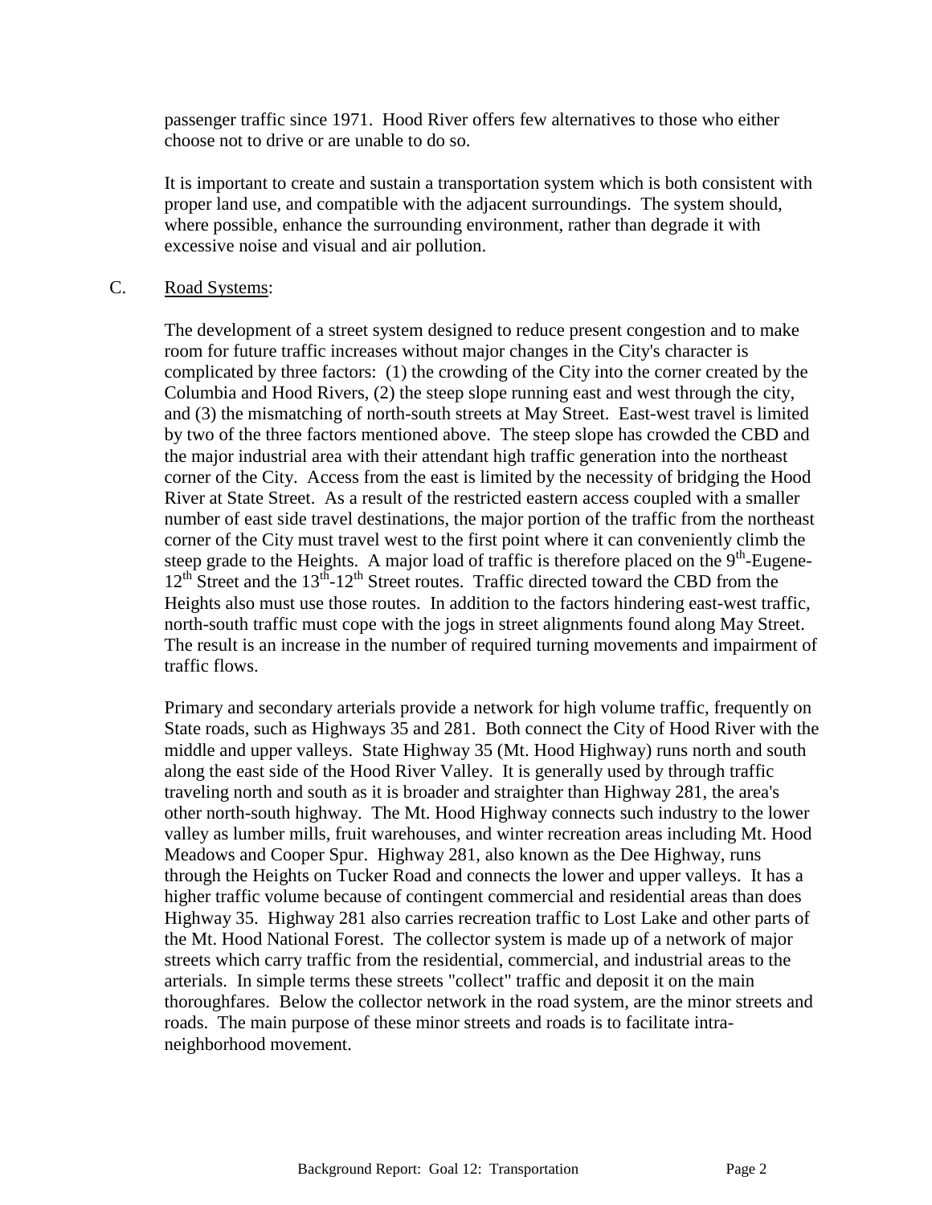passenger traffic since 1971. Hood River offers few alternatives to those who either choose not to drive or are unable to do so.

It is important to create and sustain a transportation system which is both consistent with proper land use, and compatible with the adjacent surroundings. The system should, where possible, enhance the surrounding environment, rather than degrade it with excessive noise and visual and air pollution.

C. Road Systems:

The development of a street system designed to reduce present congestion and to make room for future traffic increases without major changes in the City's character is complicated by three factors: (1) the crowding of the City into the corner created by the Columbia and Hood Rivers, (2) the steep slope running east and west through the city, and (3) the mismatching of north-south streets at May Street. East-west travel is limited by two of the three factors mentioned above. The steep slope has crowded the CBD and the major industrial area with their attendant high traffic generation into the northeast corner of the City. Access from the east is limited by the necessity of bridging the Hood River at State Street. As a result of the restricted eastern access coupled with a smaller number of east side travel destinations, the major portion of the traffic from the northeast corner of the City must travel west to the first point where it can conveniently climb the steep grade to the Heights. A major load of traffic is therefore placed on the 9th-Eugene-12th Street and the 13th-12th Street routes. Traffic directed toward the CBD from the Heights also must use those routes. In addition to the factors hindering east-west traffic, north-south traffic must cope with the jogs in street alignments found along May Street. The result is an increase in the number of required turning movements and impairment of traffic flows.

Primary and secondary arterials provide a network for high volume traffic, frequently on State roads, such as Highways 35 and 281. Both connect the City of Hood River with the middle and upper valleys. State Highway 35 (Mt. Hood Highway) runs north and south along the east side of the Hood River Valley. It is generally used by through traffic traveling north and south as it is broader and straighter than Highway 281, the area's other north-south highway. The Mt. Hood Highway connects such industry to the lower valley as lumber mills, fruit warehouses, and winter recreation areas including Mt. Hood Meadows and Cooper Spur. Highway 281, also known as the Dee Highway, runs through the Heights on Tucker Road and connects the lower and upper valleys. It has a higher traffic volume because of contingent commercial and residential areas than does Highway 35. Highway 281 also carries recreation traffic to Lost Lake and other parts of the Mt. Hood National Forest. The collector system is made up of a network of major streets which carry traffic from the residential, commercial, and industrial areas to the arterials. In simple terms these streets "collect" traffic and deposit it on the main thoroughfares. Below the collector network in the road system, are the minor streets and roads. The main purpose of these minor streets and roads is to facilitate intra-neighborhood movement.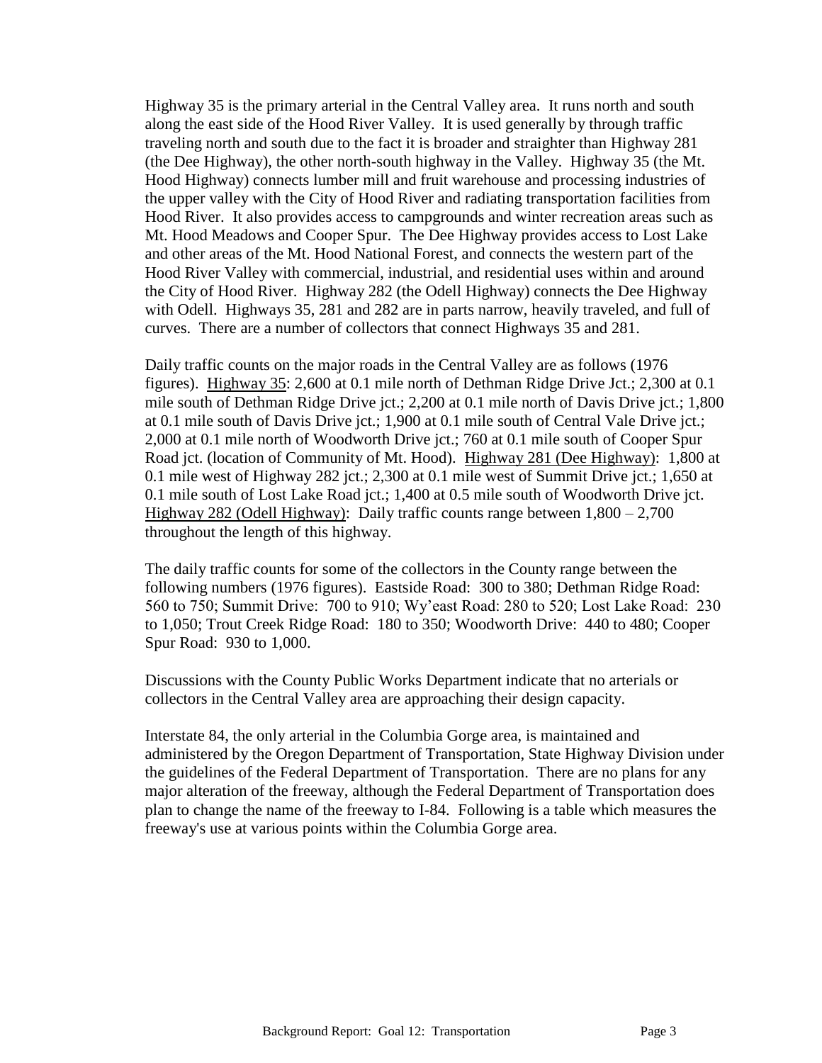Highway 35 is the primary arterial in the Central Valley area. It runs north and south along the east side of the Hood River Valley. It is used generally by through traffic traveling north and south due to the fact it is broader and straighter than Highway 281 (the Dee Highway), the other north-south highway in the Valley. Highway 35 (the Mt. Hood Highway) connects lumber mill and fruit warehouse and processing industries of the upper valley with the City of Hood River and radiating transportation facilities from Hood River. It also provides access to campgrounds and winter recreation areas such as Mt. Hood Meadows and Cooper Spur. The Dee Highway provides access to Lost Lake and other areas of the Mt. Hood National Forest, and connects the western part of the Hood River Valley with commercial, industrial, and residential uses within and around the City of Hood River. Highway 282 (the Odell Highway) connects the Dee Highway with Odell. Highways 35, 281 and 282 are in parts narrow, heavily traveled, and full of curves. There are a number of collectors that connect Highways 35 and 281.

Daily traffic counts on the major roads in the Central Valley are as follows (1976 figures). Highway 35: 2,600 at 0.1 mile north of Dethman Ridge Drive Jct.; 2,300 at 0.1 mile south of Dethman Ridge Drive jct.; 2,200 at 0.1 mile north of Davis Drive jct.; 1,800 at 0.1 mile south of Davis Drive jct.; 1,900 at 0.1 mile south of Central Vale Drive jct.; 2,000 at 0.1 mile north of Woodworth Drive jct.; 760 at 0.1 mile south of Cooper Spur Road jct. (location of Community of Mt. Hood). Highway 281 (Dee Highway): 1,800 at 0.1 mile west of Highway 282 jct.; 2,300 at 0.1 mile west of Summit Drive jct.; 1,650 at 0.1 mile south of Lost Lake Road jct.; 1,400 at 0.5 mile south of Woodworth Drive jct. Highway 282 (Odell Highway): Daily traffic counts range between 1,800 – 2,700 throughout the length of this highway.

The daily traffic counts for some of the collectors in the County range between the following numbers (1976 figures). Eastside Road: 300 to 380; Dethman Ridge Road: 560 to 750; Summit Drive: 700 to 910; Wy'east Road: 280 to 520; Lost Lake Road: 230 to 1,050; Trout Creek Ridge Road: 180 to 350; Woodworth Drive: 440 to 480; Cooper Spur Road: 930 to 1,000.

Discussions with the County Public Works Department indicate that no arterials or collectors in the Central Valley area are approaching their design capacity.

Interstate 84, the only arterial in the Columbia Gorge area, is maintained and administered by the Oregon Department of Transportation, State Highway Division under the guidelines of the Federal Department of Transportation. There are no plans for any major alteration of the freeway, although the Federal Department of Transportation does plan to change the name of the freeway to I-84. Following is a table which measures the freeway's use at various points within the Columbia Gorge area.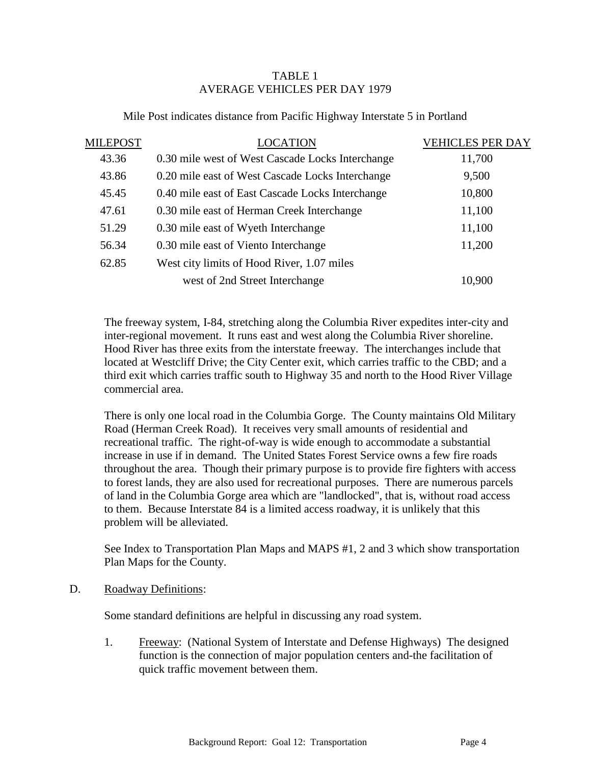TABLE 1
AVERAGE VEHICLES PER DAY 1979

Mile Post indicates distance from Pacific Highway Interstate 5 in Portland

| MILEPOST | LOCATION | VEHICLES PER DAY |
|---|---|---|
| 43.36 | 0.30 mile west of West Cascade Locks Interchange | 11,700 |
| 43.86 | 0.20 mile east of West Cascade Locks Interchange | 9,500 |
| 45.45 | 0.40 mile east of East Cascade Locks Interchange | 10,800 |
| 47.61 | 0.30 mile east of Herman Creek Interchange | 11,100 |
| 51.29 | 0.30 mile east of Wyeth Interchange | 11,100 |
| 56.34 | 0.30 mile east of Viento Interchange | 11,200 |
| 62.85 | West city limits of Hood River, 1.07 miles west of 2nd Street Interchange | 10,900 |

The freeway system, I-84, stretching along the Columbia River expedites inter-city and inter-regional movement. It runs east and west along the Columbia River shoreline. Hood River has three exits from the interstate freeway. The interchanges include that located at Westcliff Drive; the City Center exit, which carries traffic to the CBD; and a third exit which carries traffic south to Highway 35 and north to the Hood River Village commercial area.

There is only one local road in the Columbia Gorge. The County maintains Old Military Road (Herman Creek Road). It receives very small amounts of residential and recreational traffic. The right-of-way is wide enough to accommodate a substantial increase in use if in demand. The United States Forest Service owns a few fire roads throughout the area. Though their primary purpose is to provide fire fighters with access to forest lands, they are also used for recreational purposes. There are numerous parcels of land in the Columbia Gorge area which are "landlocked", that is, without road access to them. Because Interstate 84 is a limited access roadway, it is unlikely that this problem will be alleviated.

See Index to Transportation Plan Maps and MAPS #1, 2 and 3 which show transportation Plan Maps for the County.

D. Roadway Definitions:

Some standard definitions are helpful in discussing any road system.

1. Freeway: (National System of Interstate and Defense Highways) The designed function is the connection of major population centers and-the facilitation of quick traffic movement between them.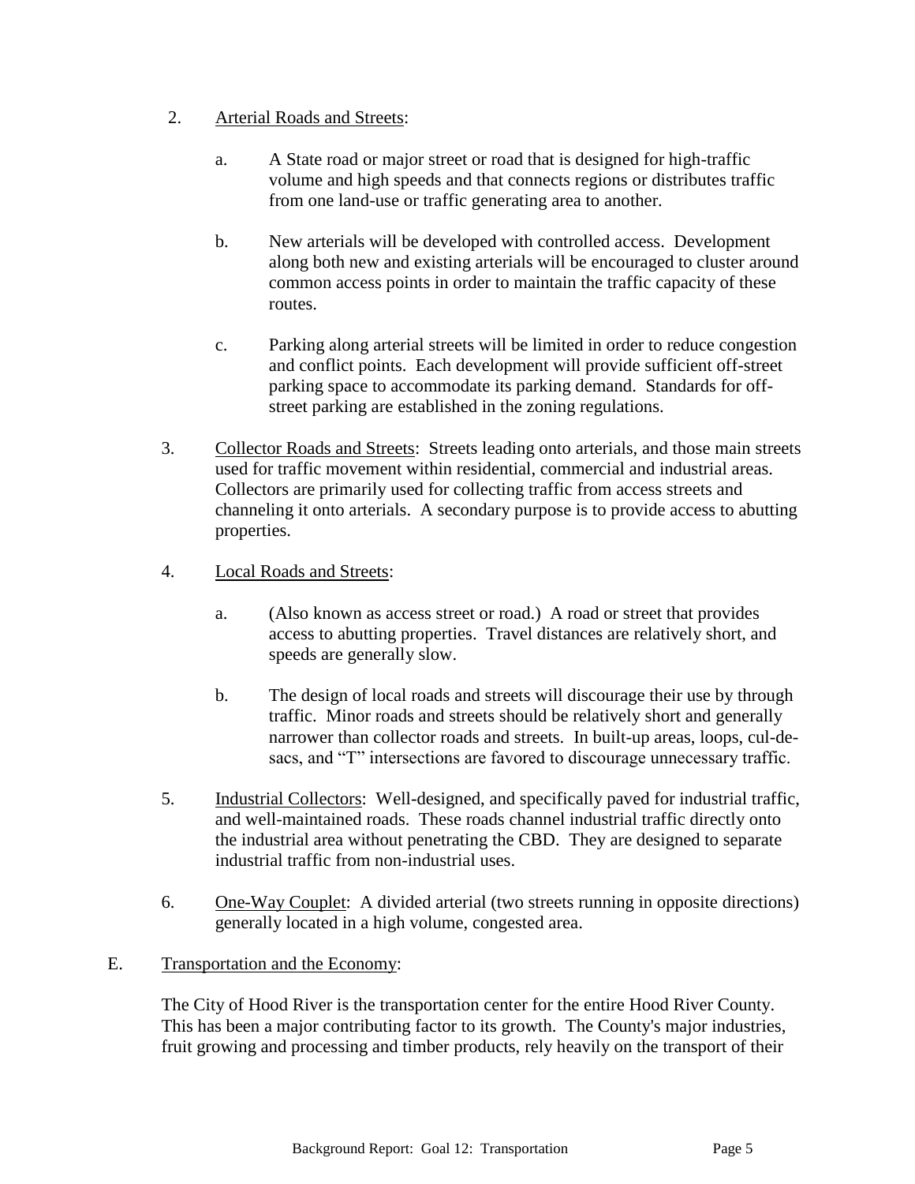2. Arterial Roads and Streets:

   a. A State road or major street or road that is designed for high-traffic volume and high speeds and that connects regions or distributes traffic from one land-use or traffic generating area to another.

   b. New arterials will be developed with controlled access. Development along both new and existing arterials will be encouraged to cluster around common access points in order to maintain the traffic capacity of these routes.

   c. Parking along arterial streets will be limited in order to reduce congestion and conflict points. Each development will provide sufficient off-street parking space to accommodate its parking demand. Standards for off-street parking are established in the zoning regulations.

3. Collector Roads and Streets: Streets leading onto arterials, and those main streets used for traffic movement within residential, commercial and industrial areas. Collectors are primarily used for collecting traffic from access streets and channeling it onto arterials. A secondary purpose is to provide access to abutting properties.

4. Local Roads and Streets:

   a. (Also known as access street or road.) A road or street that provides access to abutting properties. Travel distances are relatively short, and speeds are generally slow.

   b. The design of local roads and streets will discourage their use by through traffic. Minor roads and streets should be relatively short and generally narrower than collector roads and streets. In built-up areas, loops, cul-de-sacs, and "T" intersections are favored to discourage unnecessary traffic.

5. Industrial Collectors: Well-designed, and specifically paved for industrial traffic, and well-maintained roads. These roads channel industrial traffic directly onto the industrial area without penetrating the CBD. They are designed to separate industrial traffic from non-industrial uses.

6. One-Way Couplet: A divided arterial (two streets running in opposite directions) generally located in a high volume, congested area.

## E. Transportation and the Economy:

The City of Hood River is the transportation center for the entire Hood River County. This has been a major contributing factor to its growth. The County's major industries, fruit growing and processing and timber products, rely heavily on the transport of their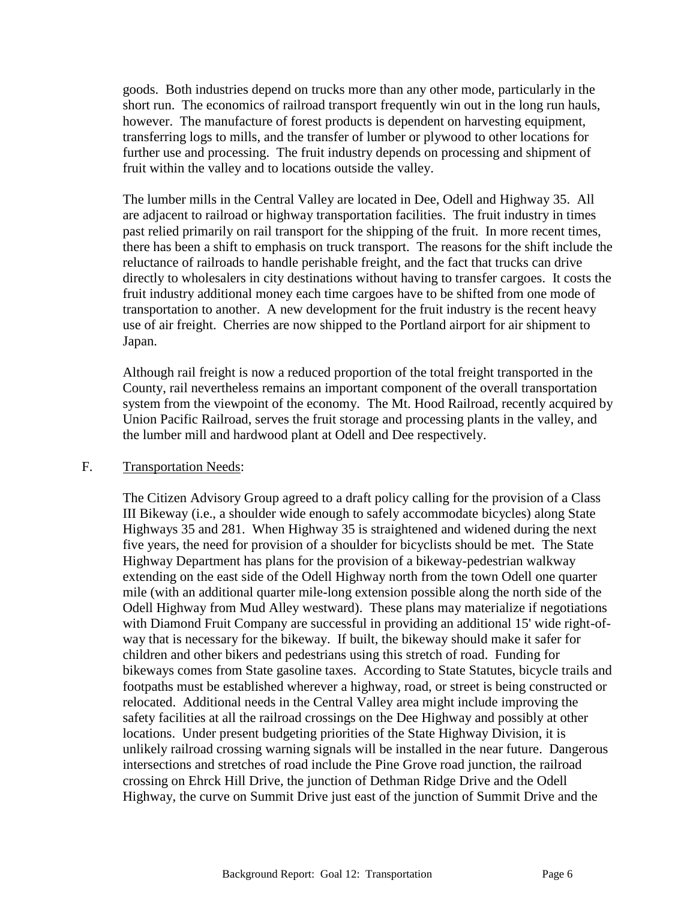goods. Both industries depend on trucks more than any other mode, particularly in the short run. The economics of railroad transport frequently win out in the long run hauls, however. The manufacture of forest products is dependent on harvesting equipment, transferring logs to mills, and the transfer of lumber or plywood to other locations for further use and processing. The fruit industry depends on processing and shipment of fruit within the valley and to locations outside the valley.

The lumber mills in the Central Valley are located in Dee, Odell and Highway 35. All are adjacent to railroad or highway transportation facilities. The fruit industry in times past relied primarily on rail transport for the shipping of the fruit. In more recent times, there has been a shift to emphasis on truck transport. The reasons for the shift include the reluctance of railroads to handle perishable freight, and the fact that trucks can drive directly to wholesalers in city destinations without having to transfer cargoes. It costs the fruit industry additional money each time cargoes have to be shifted from one mode of transportation to another. A new development for the fruit industry is the recent heavy use of air freight. Cherries are now shipped to the Portland airport for air shipment to Japan.

Although rail freight is now a reduced proportion of the total freight transported in the County, rail nevertheless remains an important component of the overall transportation system from the viewpoint of the economy. The Mt. Hood Railroad, recently acquired by Union Pacific Railroad, serves the fruit storage and processing plants in the valley, and the lumber mill and hardwood plant at Odell and Dee respectively.

F. Transportation Needs:

The Citizen Advisory Group agreed to a draft policy calling for the provision of a Class III Bikeway (i.e., a shoulder wide enough to safely accommodate bicycles) along State Highways 35 and 281. When Highway 35 is straightened and widened during the next five years, the need for provision of a shoulder for bicyclists should be met. The State Highway Department has plans for the provision of a bikeway-pedestrian walkway extending on the east side of the Odell Highway north from the town Odell one quarter mile (with an additional quarter mile-long extension possible along the north side of the Odell Highway from Mud Alley westward). These plans may materialize if negotiations with Diamond Fruit Company are successful in providing an additional 15' wide right-of-way that is necessary for the bikeway. If built, the bikeway should make it safer for children and other bikers and pedestrians using this stretch of road. Funding for bikeways comes from State gasoline taxes. According to State Statutes, bicycle trails and footpaths must be established wherever a highway, road, or street is being constructed or relocated. Additional needs in the Central Valley area might include improving the safety facilities at all the railroad crossings on the Dee Highway and possibly at other locations. Under present budgeting priorities of the State Highway Division, it is unlikely railroad crossing warning signals will be installed in the near future. Dangerous intersections and stretches of road include the Pine Grove road junction, the railroad crossing on Ehrck Hill Drive, the junction of Dethman Ridge Drive and the Odell Highway, the curve on Summit Drive just east of the junction of Summit Drive and the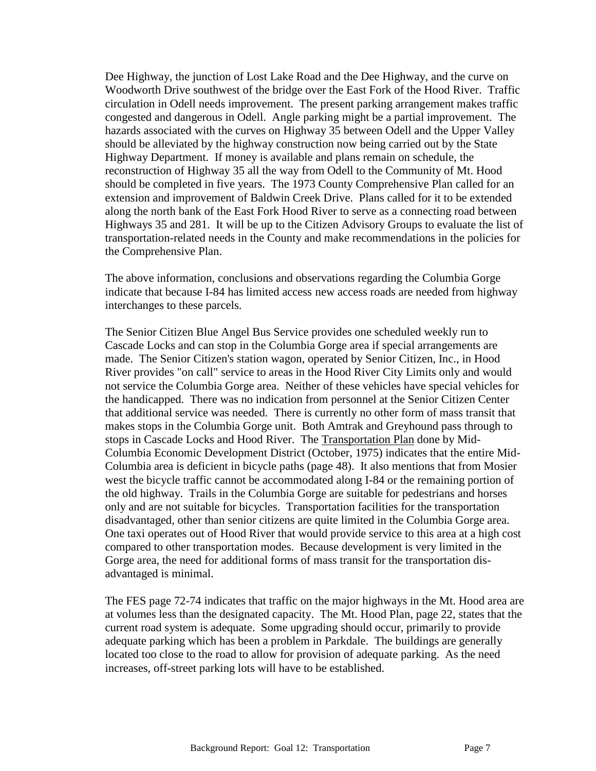Dee Highway, the junction of Lost Lake Road and the Dee Highway, and the curve on Woodworth Drive southwest of the bridge over the East Fork of the Hood River. Traffic circulation in Odell needs improvement. The present parking arrangement makes traffic congested and dangerous in Odell. Angle parking might be a partial improvement. The hazards associated with the curves on Highway 35 between Odell and the Upper Valley should be alleviated by the highway construction now being carried out by the State Highway Department. If money is available and plans remain on schedule, the reconstruction of Highway 35 all the way from Odell to the Community of Mt. Hood should be completed in five years. The 1973 County Comprehensive Plan called for an extension and improvement of Baldwin Creek Drive. Plans called for it to be extended along the north bank of the East Fork Hood River to serve as a connecting road between Highways 35 and 281. It will be up to the Citizen Advisory Groups to evaluate the list of transportation-related needs in the County and make recommendations in the policies for the Comprehensive Plan.

The above information, conclusions and observations regarding the Columbia Gorge indicate that because I-84 has limited access new access roads are needed from highway interchanges to these parcels.

The Senior Citizen Blue Angel Bus Service provides one scheduled weekly run to Cascade Locks and can stop in the Columbia Gorge area if special arrangements are made. The Senior Citizen's station wagon, operated by Senior Citizen, Inc., in Hood River provides "on call" service to areas in the Hood River City Limits only and would not service the Columbia Gorge area. Neither of these vehicles have special vehicles for the handicapped. There was no indication from personnel at the Senior Citizen Center that additional service was needed. There is currently no other form of mass transit that makes stops in the Columbia Gorge unit. Both Amtrak and Greyhound pass through to stops in Cascade Locks and Hood River. The Transportation Plan done by Mid-Columbia Economic Development District (October, 1975) indicates that the entire Mid-Columbia area is deficient in bicycle paths (page 48). It also mentions that from Mosier west the bicycle traffic cannot be accommodated along I-84 or the remaining portion of the old highway. Trails in the Columbia Gorge are suitable for pedestrians and horses only and are not suitable for bicycles. Transportation facilities for the transportation disadvantaged, other than senior citizens are quite limited in the Columbia Gorge area. One taxi operates out of Hood River that would provide service to this area at a high cost compared to other transportation modes. Because development is very limited in the Gorge area, the need for additional forms of mass transit for the transportation dis-advantaged is minimal.

The FES page 72-74 indicates that traffic on the major highways in the Mt. Hood area are at volumes less than the designated capacity. The Mt. Hood Plan, page 22, states that the current road system is adequate. Some upgrading should occur, primarily to provide adequate parking which has been a problem in Parkdale. The buildings are generally located too close to the road to allow for provision of adequate parking. As the need increases, off-street parking lots will have to be established.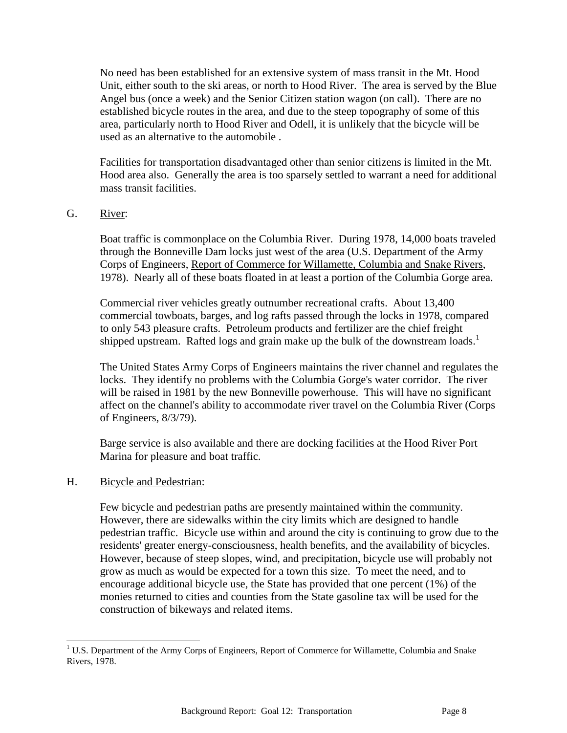No need has been established for an extensive system of mass transit in the Mt. Hood Unit, either south to the ski areas, or north to Hood River. The area is served by the Blue Angel bus (once a week) and the Senior Citizen station wagon (on call). There are no established bicycle routes in the area, and due to the steep topography of some of this area, particularly north to Hood River and Odell, it is unlikely that the bicycle will be used as an alternative to the automobile .

Facilities for transportation disadvantaged other than senior citizens is limited in the Mt. Hood area also. Generally the area is too sparsely settled to warrant a need for additional mass transit facilities.

G. River:

Boat traffic is commonplace on the Columbia River. During 1978, 14,000 boats traveled through the Bonneville Dam locks just west of the area (U.S. Department of the Army Corps of Engineers, Report of Commerce for Willamette, Columbia and Snake Rivers, 1978). Nearly all of these boats floated in at least a portion of the Columbia Gorge area.

Commercial river vehicles greatly outnumber recreational crafts. About 13,400 commercial towboats, barges, and log rafts passed through the locks in 1978, compared to only 543 pleasure crafts. Petroleum products and fertilizer are the chief freight shipped upstream. Rafted logs and grain make up the bulk of the downstream loads.[1]

The United States Army Corps of Engineers maintains the river channel and regulates the locks. They identify no problems with the Columbia Gorge's water corridor. The river will be raised in 1981 by the new Bonneville powerhouse. This will have no significant affect on the channel's ability to accommodate river travel on the Columbia River (Corps of Engineers, 8/3/79).

Barge service is also available and there are docking facilities at the Hood River Port Marina for pleasure and boat traffic.

H. Bicycle and Pedestrian:

Few bicycle and pedestrian paths are presently maintained within the community. However, there are sidewalks within the city limits which are designed to handle pedestrian traffic. Bicycle use within and around the city is continuing to grow due to the residents' greater energy-consciousness, health benefits, and the availability of bicycles. However, because of steep slopes, wind, and precipitation, bicycle use will probably not grow as much as would be expected for a town this size. To meet the need, and to encourage additional bicycle use, the State has provided that one percent (1%) of the monies returned to cities and counties from the State gasoline tax will be used for the construction of bikeways and related items.

---

[1] U.S. Department of the Army Corps of Engineers, Report of Commerce for Willamette, Columbia and Snake Rivers, 1978.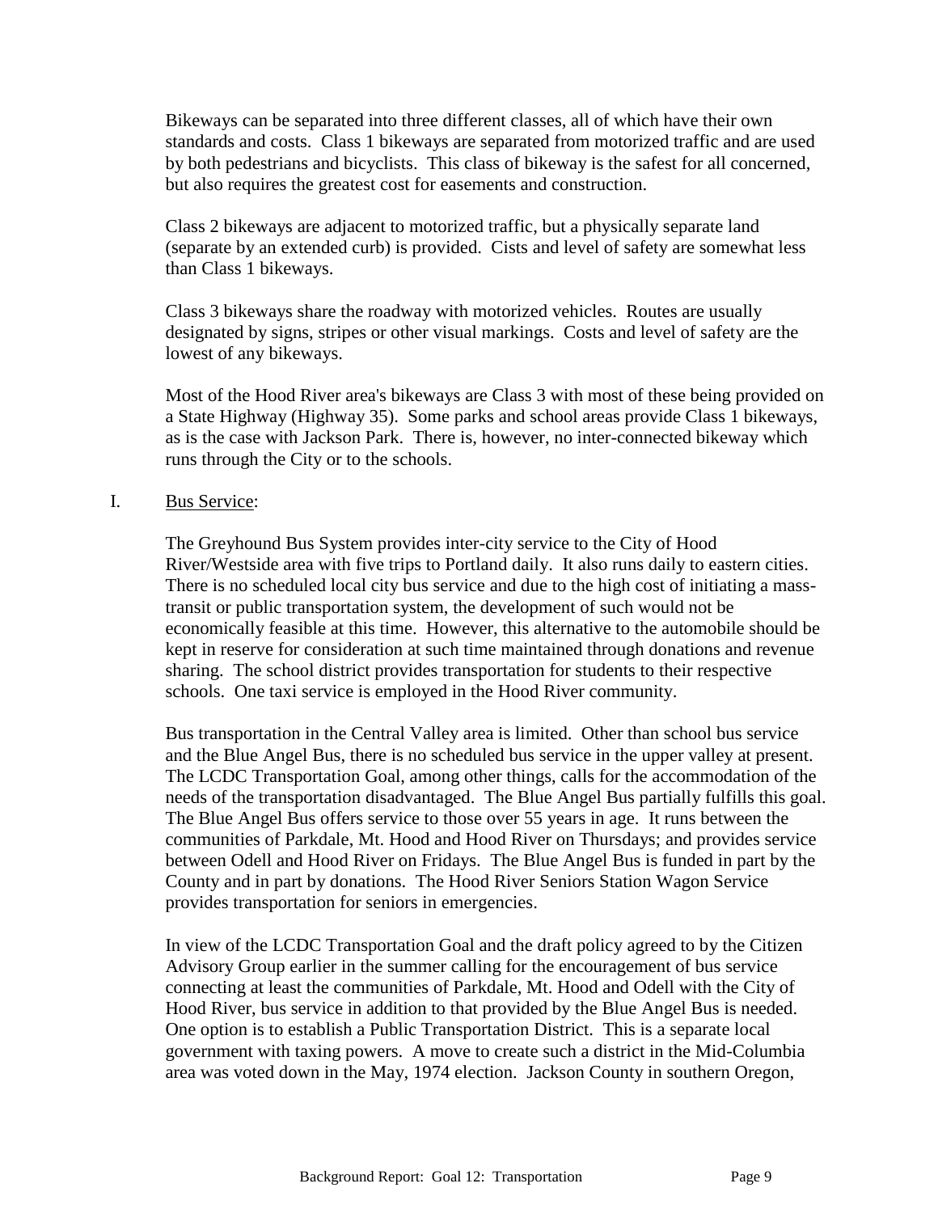Bikeways can be separated into three different classes, all of which have their own standards and costs. Class 1 bikeways are separated from motorized traffic and are used by both pedestrians and bicyclists. This class of bikeway is the safest for all concerned, but also requires the greatest cost for easements and construction.

Class 2 bikeways are adjacent to motorized traffic, but a physically separate land (separate by an extended curb) is provided. Cists and level of safety are somewhat less than Class 1 bikeways.

Class 3 bikeways share the roadway with motorized vehicles. Routes are usually designated by signs, stripes or other visual markings. Costs and level of safety are the lowest of any bikeways.

Most of the Hood River area's bikeways are Class 3 with most of these being provided on a State Highway (Highway 35). Some parks and school areas provide Class 1 bikeways, as is the case with Jackson Park. There is, however, no inter-connected bikeway which runs through the City or to the schools.

I. <u>Bus Service</u>:

The Greyhound Bus System provides inter-city service to the City of Hood River/Westside area with five trips to Portland daily. It also runs daily to eastern cities. There is no scheduled local city bus service and due to the high cost of initiating a mass-transit or public transportation system, the development of such would not be economically feasible at this time. However, this alternative to the automobile should be kept in reserve for consideration at such time maintained through donations and revenue sharing. The school district provides transportation for students to their respective schools. One taxi service is employed in the Hood River community.

Bus transportation in the Central Valley area is limited. Other than school bus service and the Blue Angel Bus, there is no scheduled bus service in the upper valley at present. The LCDC Transportation Goal, among other things, calls for the accommodation of the needs of the transportation disadvantaged. The Blue Angel Bus partially fulfills this goal. The Blue Angel Bus offers service to those over 55 years in age. It runs between the communities of Parkdale, Mt. Hood and Hood River on Thursdays; and provides service between Odell and Hood River on Fridays. The Blue Angel Bus is funded in part by the County and in part by donations. The Hood River Seniors Station Wagon Service provides transportation for seniors in emergencies.

In view of the LCDC Transportation Goal and the draft policy agreed to by the Citizen Advisory Group earlier in the summer calling for the encouragement of bus service connecting at least the communities of Parkdale, Mt. Hood and Odell with the City of Hood River, bus service in addition to that provided by the Blue Angel Bus is needed. One option is to establish a Public Transportation District. This is a separate local government with taxing powers. A move to create such a district in the Mid-Columbia area was voted down in the May, 1974 election. Jackson County in southern Oregon,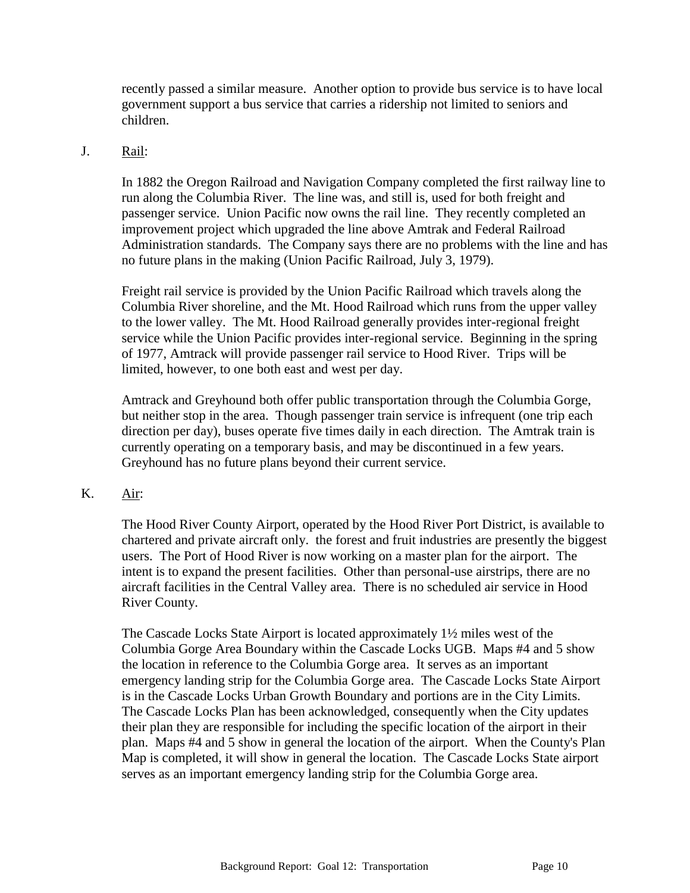recently passed a similar measure. Another option to provide bus service is to have local government support a bus service that carries a ridership not limited to seniors and children.

J. Rail:

In 1882 the Oregon Railroad and Navigation Company completed the first railway line to run along the Columbia River. The line was, and still is, used for both freight and passenger service. Union Pacific now owns the rail line. They recently completed an improvement project which upgraded the line above Amtrak and Federal Railroad Administration standards. The Company says there are no problems with the line and has no future plans in the making (Union Pacific Railroad, July 3, 1979).

Freight rail service is provided by the Union Pacific Railroad which travels along the Columbia River shoreline, and the Mt. Hood Railroad which runs from the upper valley to the lower valley. The Mt. Hood Railroad generally provides inter-regional freight service while the Union Pacific provides inter-regional service. Beginning in the spring of 1977, Amtrack will provide passenger rail service to Hood River. Trips will be limited, however, to one both east and west per day.

Amtrack and Greyhound both offer public transportation through the Columbia Gorge, but neither stop in the area. Though passenger train service is infrequent (one trip each direction per day), buses operate five times daily in each direction. The Amtrak train is currently operating on a temporary basis, and may be discontinued in a few years. Greyhound has no future plans beyond their current service.

K. Air:

The Hood River County Airport, operated by the Hood River Port District, is available to chartered and private aircraft only. the forest and fruit industries are presently the biggest users. The Port of Hood River is now working on a master plan for the airport. The intent is to expand the present facilities. Other than personal-use airstrips, there are no aircraft facilities in the Central Valley area. There is no scheduled air service in Hood River County.

The Cascade Locks State Airport is located approximately 1½ miles west of the Columbia Gorge Area Boundary within the Cascade Locks UGB. Maps #4 and 5 show the location in reference to the Columbia Gorge area. It serves as an important emergency landing strip for the Columbia Gorge area. The Cascade Locks State Airport is in the Cascade Locks Urban Growth Boundary and portions are in the City Limits. The Cascade Locks Plan has been acknowledged, consequently when the City updates their plan they are responsible for including the specific location of the airport in their plan. Maps #4 and 5 show in general the location of the airport. When the County's Plan Map is completed, it will show in general the location. The Cascade Locks State airport serves as an important emergency landing strip for the Columbia Gorge area.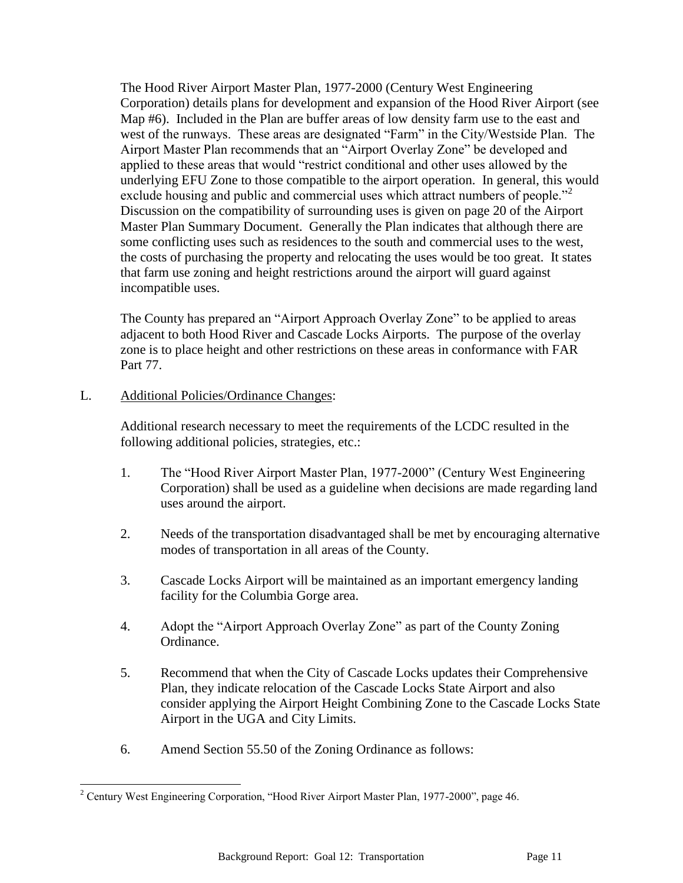The Hood River Airport Master Plan, 1977-2000 (Century West Engineering Corporation) details plans for development and expansion of the Hood River Airport (see Map #6). Included in the Plan are buffer areas of low density farm use to the east and west of the runways. These areas are designated "Farm" in the City/Westside Plan. The Airport Master Plan recommends that an "Airport Overlay Zone" be developed and applied to these areas that would "restrict conditional and other uses allowed by the underlying EFU Zone to those compatible to the airport operation. In general, this would exclude housing and public and commercial uses which attract numbers of people."[2] Discussion on the compatibility of surrounding uses is given on page 20 of the Airport Master Plan Summary Document. Generally the Plan indicates that although there are some conflicting uses such as residences to the south and commercial uses to the west, the costs of purchasing the property and relocating the uses would be too great. It states that farm use zoning and height restrictions around the airport will guard against incompatible uses.

The County has prepared an "Airport Approach Overlay Zone" to be applied to areas adjacent to both Hood River and Cascade Locks Airports. The purpose of the overlay zone is to place height and other restrictions on these areas in conformance with FAR Part 77.

L. Additional Policies/Ordinance Changes:

Additional research necessary to meet the requirements of the LCDC resulted in the following additional policies, strategies, etc.:

1. The "Hood River Airport Master Plan, 1977-2000" (Century West Engineering Corporation) shall be used as a guideline when decisions are made regarding land uses around the airport.

2. Needs of the transportation disadvantaged shall be met by encouraging alternative modes of transportation in all areas of the County.

3. Cascade Locks Airport will be maintained as an important emergency landing facility for the Columbia Gorge area.

4. Adopt the "Airport Approach Overlay Zone" as part of the County Zoning Ordinance.

5. Recommend that when the City of Cascade Locks updates their Comprehensive Plan, they indicate relocation of the Cascade Locks State Airport and also consider applying the Airport Height Combining Zone to the Cascade Locks State Airport in the UGA and City Limits.

6. Amend Section 55.50 of the Zoning Ordinance as follows:

---

[2] Century West Engineering Corporation, "Hood River Airport Master Plan, 1977-2000", page 46.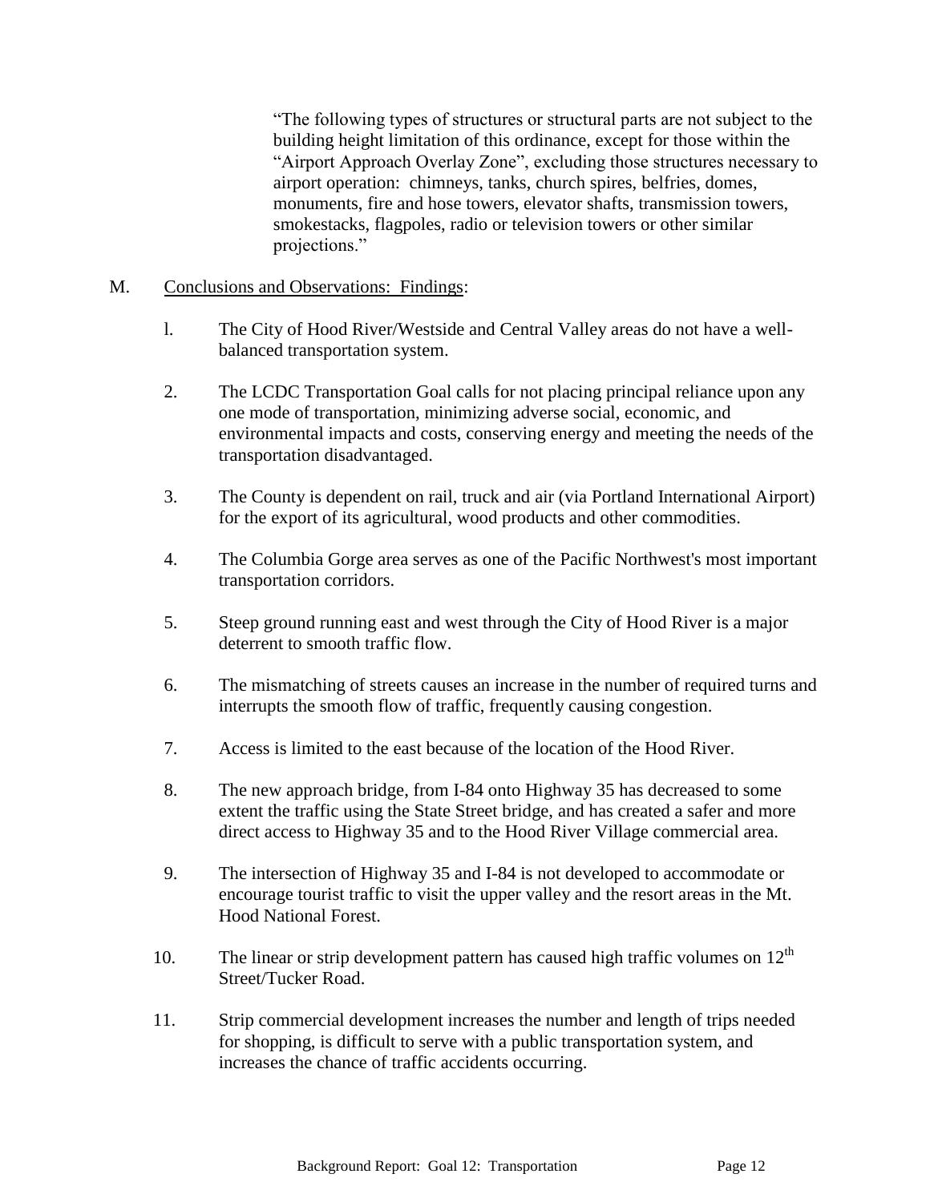> "The following types of structures or structural parts are not subject to the building height limitation of this ordinance, except for those within the "Airport Approach Overlay Zone", excluding those structures necessary to airport operation: chimneys, tanks, church spires, belfries, domes, monuments, fire and hose towers, elevator shafts, transmission towers, smokestacks, flagpoles, radio or television towers or other similar projections."

M. Conclusions and Observations: Findings:

l. The City of Hood River/Westside and Central Valley areas do not have a well-balanced transportation system.

2. The LCDC Transportation Goal calls for not placing principal reliance upon any one mode of transportation, minimizing adverse social, economic, and environmental impacts and costs, conserving energy and meeting the needs of the transportation disadvantaged.

3. The County is dependent on rail, truck and air (via Portland International Airport) for the export of its agricultural, wood products and other commodities.

4. The Columbia Gorge area serves as one of the Pacific Northwest's most important transportation corridors.

5. Steep ground running east and west through the City of Hood River is a major deterrent to smooth traffic flow.

6. The mismatching of streets causes an increase in the number of required turns and interrupts the smooth flow of traffic, frequently causing congestion.

7. Access is limited to the east because of the location of the Hood River.

8. The new approach bridge, from I-84 onto Highway 35 has decreased to some extent the traffic using the State Street bridge, and has created a safer and more direct access to Highway 35 and to the Hood River Village commercial area.

9. The intersection of Highway 35 and I-84 is not developed to accommodate or encourage tourist traffic to visit the upper valley and the resort areas in the Mt. Hood National Forest.

10. The linear or strip development pattern has caused high traffic volumes on 12th Street/Tucker Road.

11. Strip commercial development increases the number and length of trips needed for shopping, is difficult to serve with a public transportation system, and increases the chance of traffic accidents occurring.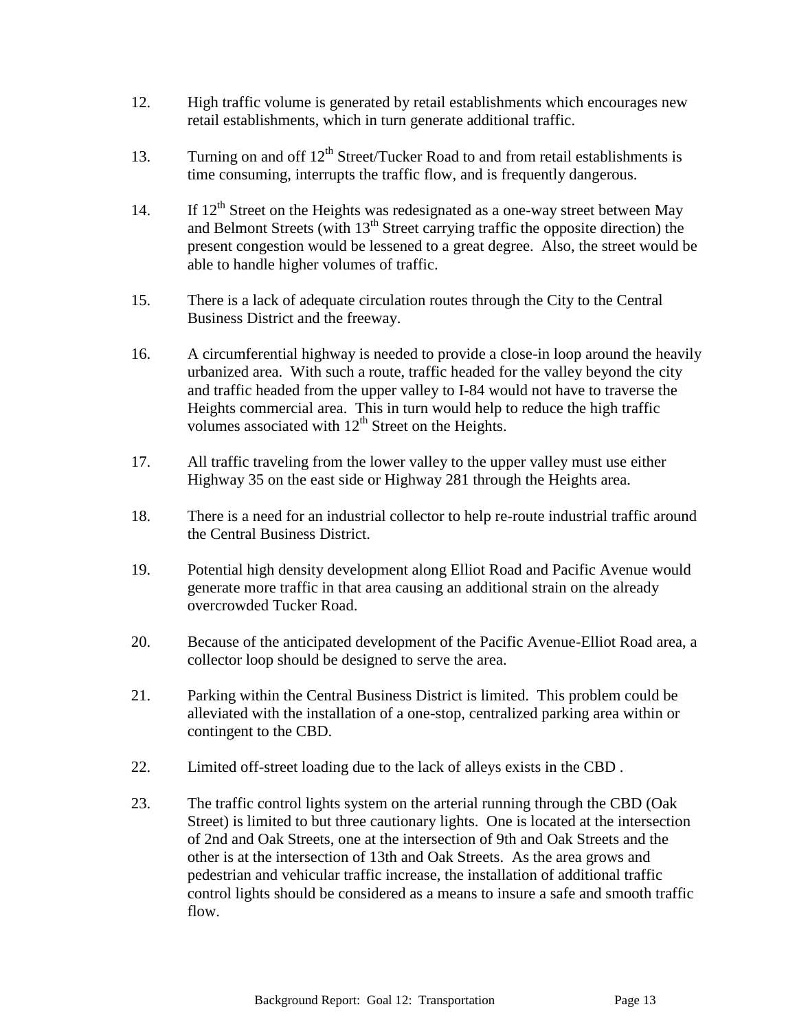12. High traffic volume is generated by retail establishments which encourages new retail establishments, which in turn generate additional traffic.

13. Turning on and off 12$^{th}$ Street/Tucker Road to and from retail establishments is time consuming, interrupts the traffic flow, and is frequently dangerous.

14. If 12$^{th}$ Street on the Heights was redesignated as a one-way street between May and Belmont Streets (with 13$^{th}$ Street carrying traffic the opposite direction) the present congestion would be lessened to a great degree. Also, the street would be able to handle higher volumes of traffic.

15. There is a lack of adequate circulation routes through the City to the Central Business District and the freeway.

16. A circumferential highway is needed to provide a close-in loop around the heavily urbanized area. With such a route, traffic headed for the valley beyond the city and traffic headed from the upper valley to I-84 would not have to traverse the Heights commercial area. This in turn would help to reduce the high traffic volumes associated with 12$^{th}$ Street on the Heights.

17. All traffic traveling from the lower valley to the upper valley must use either Highway 35 on the east side or Highway 281 through the Heights area.

18. There is a need for an industrial collector to help re-route industrial traffic around the Central Business District.

19. Potential high density development along Elliot Road and Pacific Avenue would generate more traffic in that area causing an additional strain on the already overcrowded Tucker Road.

20. Because of the anticipated development of the Pacific Avenue-Elliot Road area, a collector loop should be designed to serve the area.

21. Parking within the Central Business District is limited. This problem could be alleviated with the installation of a one-stop, centralized parking area within or contingent to the CBD.

22. Limited off-street loading due to the lack of alleys exists in the CBD .

23. The traffic control lights system on the arterial running through the CBD (Oak Street) is limited to but three cautionary lights. One is located at the intersection of 2nd and Oak Streets, one at the intersection of 9th and Oak Streets and the other is at the intersection of 13th and Oak Streets. As the area grows and pedestrian and vehicular traffic increase, the installation of additional traffic control lights should be considered as a means to insure a safe and smooth traffic flow.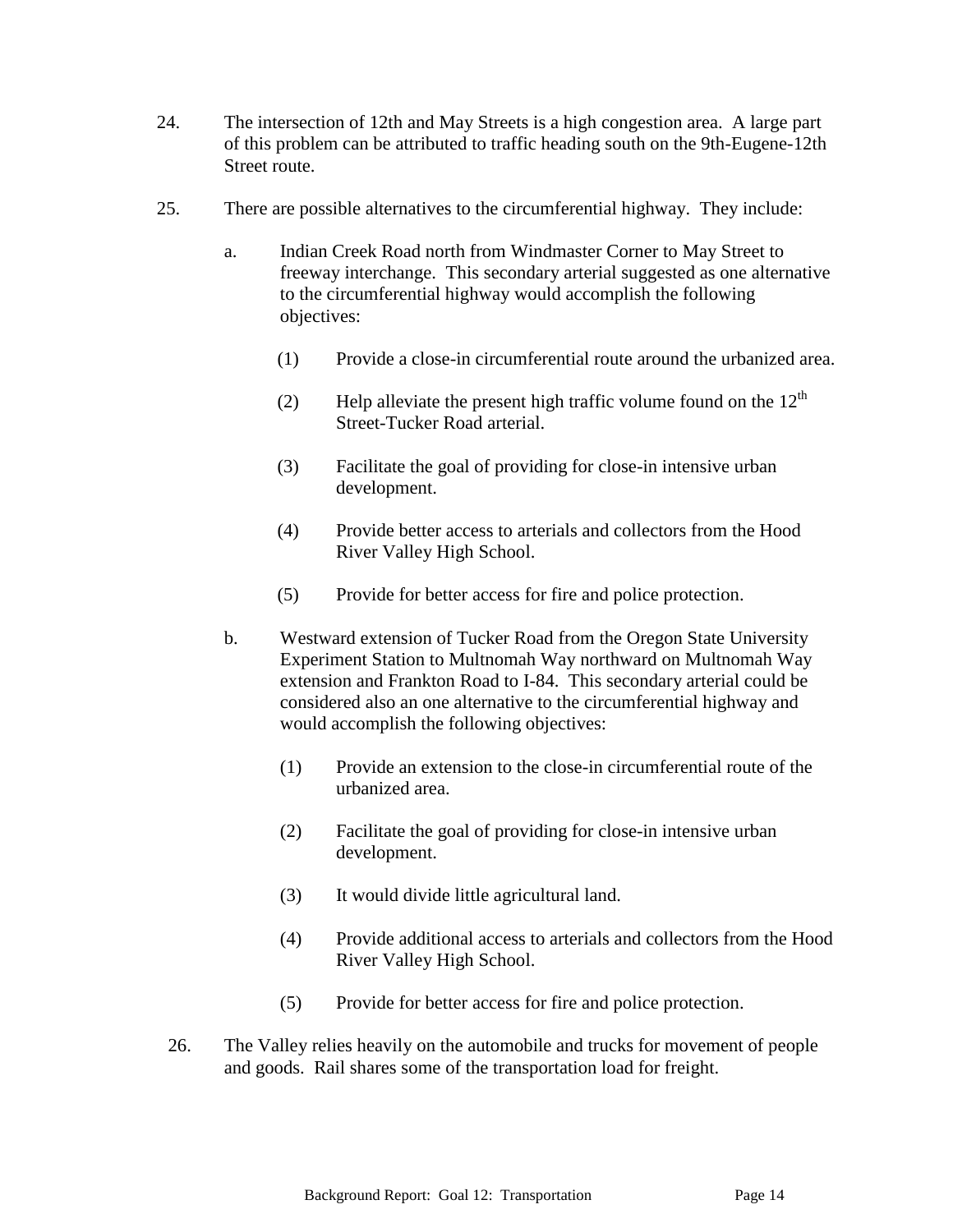24. The intersection of 12th and May Streets is a high congestion area. A large part of this problem can be attributed to traffic heading south on the 9th-Eugene-12th Street route.

25. There are possible alternatives to the circumferential highway. They include:

    a. Indian Creek Road north from Windmaster Corner to May Street to freeway interchange. This secondary arterial suggested as one alternative to the circumferential highway would accomplish the following objectives:

        (1) Provide a close-in circumferential route around the urbanized area.

        (2) Help alleviate the present high traffic volume found on the 12th Street-Tucker Road arterial.

        (3) Facilitate the goal of providing for close-in intensive urban development.

        (4) Provide better access to arterials and collectors from the Hood River Valley High School.

        (5) Provide for better access for fire and police protection.

    b. Westward extension of Tucker Road from the Oregon State University Experiment Station to Multnomah Way northward on Multnomah Way extension and Frankton Road to I-84. This secondary arterial could be considered also an one alternative to the circumferential highway and would accomplish the following objectives:

        (1) Provide an extension to the close-in circumferential route of the urbanized area.

        (2) Facilitate the goal of providing for close-in intensive urban development.

        (3) It would divide little agricultural land.

        (4) Provide additional access to arterials and collectors from the Hood River Valley High School.

        (5) Provide for better access for fire and police protection.

26. The Valley relies heavily on the automobile and trucks for movement of people and goods. Rail shares some of the transportation load for freight.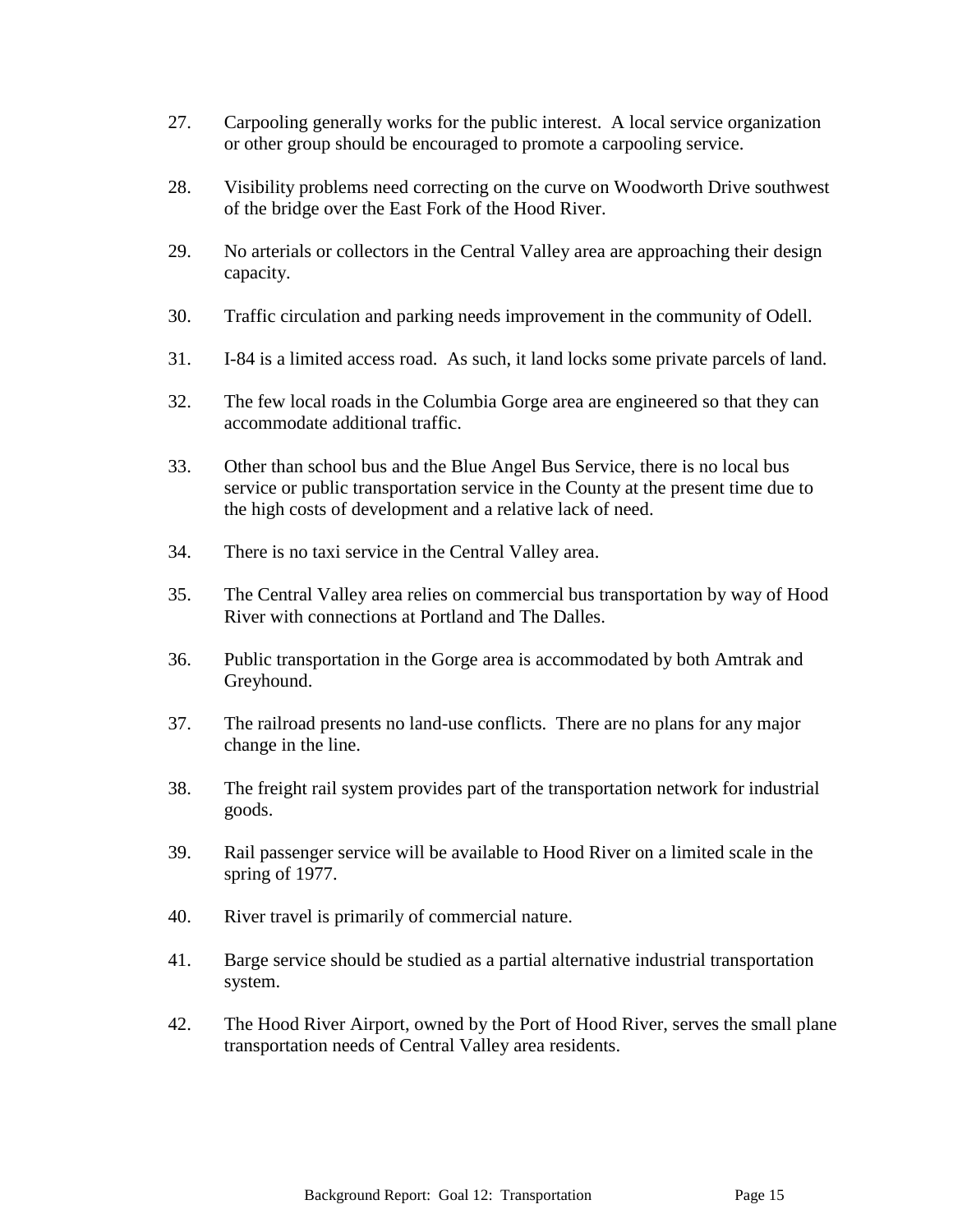27. Carpooling generally works for the public interest. A local service organization or other group should be encouraged to promote a carpooling service.

28. Visibility problems need correcting on the curve on Woodworth Drive southwest of the bridge over the East Fork of the Hood River.

29. No arterials or collectors in the Central Valley area are approaching their design capacity.

30. Traffic circulation and parking needs improvement in the community of Odell.

31. I-84 is a limited access road. As such, it land locks some private parcels of land.

32. The few local roads in the Columbia Gorge area are engineered so that they can accommodate additional traffic.

33. Other than school bus and the Blue Angel Bus Service, there is no local bus service or public transportation service in the County at the present time due to the high costs of development and a relative lack of need.

34. There is no taxi service in the Central Valley area.

35. The Central Valley area relies on commercial bus transportation by way of Hood River with connections at Portland and The Dalles.

36. Public transportation in the Gorge area is accommodated by both Amtrak and Greyhound.

37. The railroad presents no land-use conflicts. There are no plans for any major change in the line.

38. The freight rail system provides part of the transportation network for industrial goods.

39. Rail passenger service will be available to Hood River on a limited scale in the spring of 1977.

40. River travel is primarily of commercial nature.

41. Barge service should be studied as a partial alternative industrial transportation system.

42. The Hood River Airport, owned by the Port of Hood River, serves the small plane transportation needs of Central Valley area residents.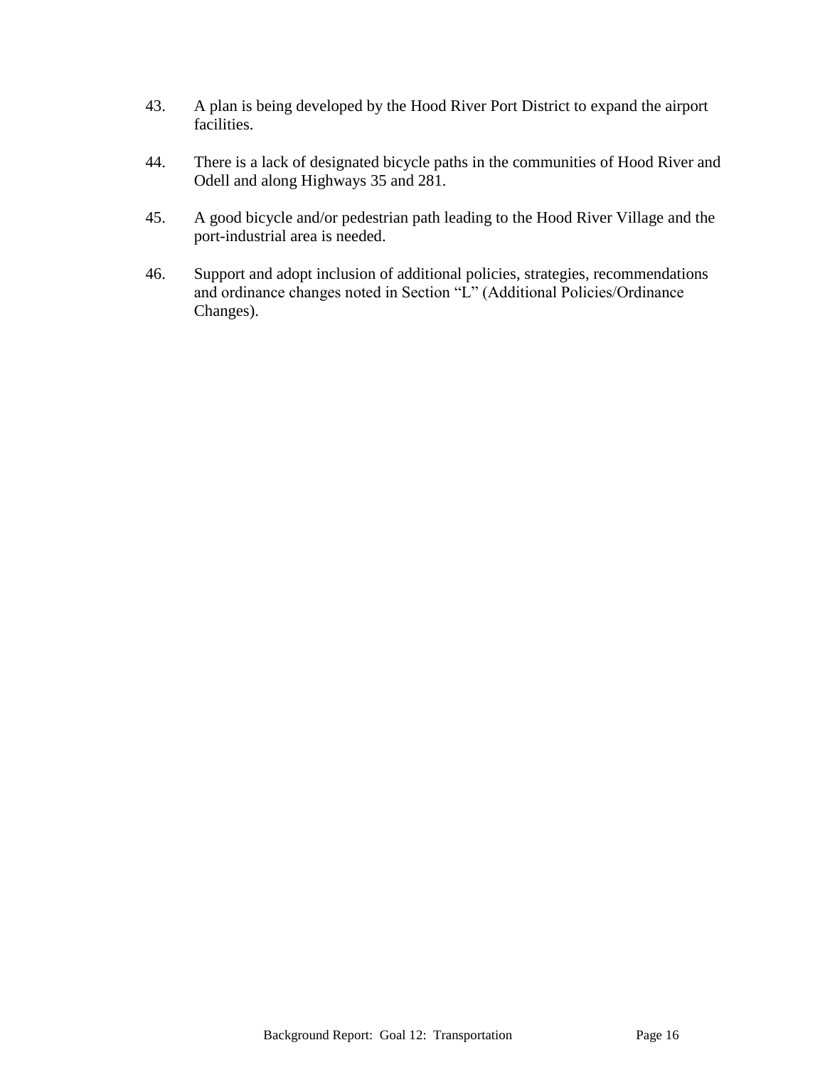43. A plan is being developed by the Hood River Port District to expand the airport facilities.

44. There is a lack of designated bicycle paths in the communities of Hood River and Odell and along Highways 35 and 281.

45. A good bicycle and/or pedestrian path leading to the Hood River Village and the port-industrial area is needed.

46. Support and adopt inclusion of additional policies, strategies, recommendations and ordinance changes noted in Section "L" (Additional Policies/Ordinance Changes).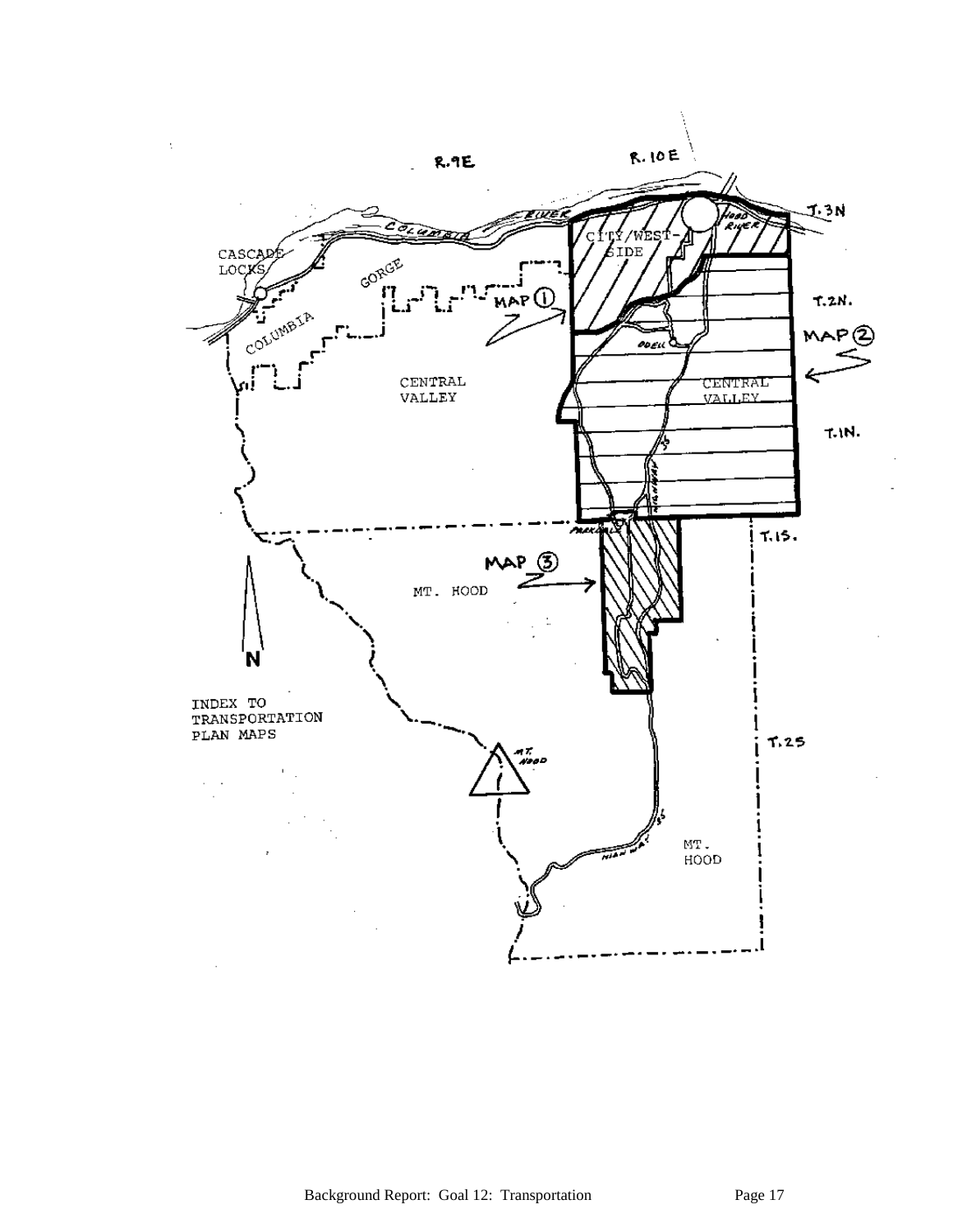R. 9E R. 10E

T. 3N

COLUMBIA RIVER

HOOD RIVER

CASCADE LOCKS

COLUMBIA GORGE

CITY/WEST-SIDE

MAP ①

T. 2N.

ODELL

MAP ②

CENTRAL VALLEY

CENTRAL VALLEY

T. 1N.

HIGHWAY 35

PARKDALE

T. 1S.

MAP ③

MT. HOOD

N

INDEX TO TRANSPORTATION PLAN MAPS

MT. HOOD

T. 2S

HIGHWAY 35

MT. HOOD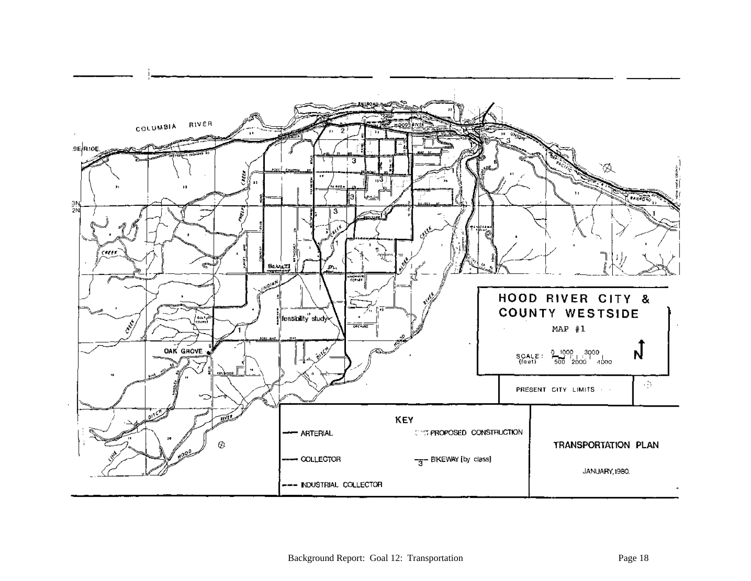# HOOD RIVER CITY & COUNTY WESTSIDE

MAP #1

SCALE: (feet) 0 500 1000 2000 3000 4000

PRESENT CITY LIMITS

## KEY

- ARTERIAL
- COLLECTOR
- INDUSTRIAL COLLECTOR
- PROPOSED CONSTRUCTION
- BIKEWAY [by class]

## TRANSPORTATION PLAN

JANUARY, 1980.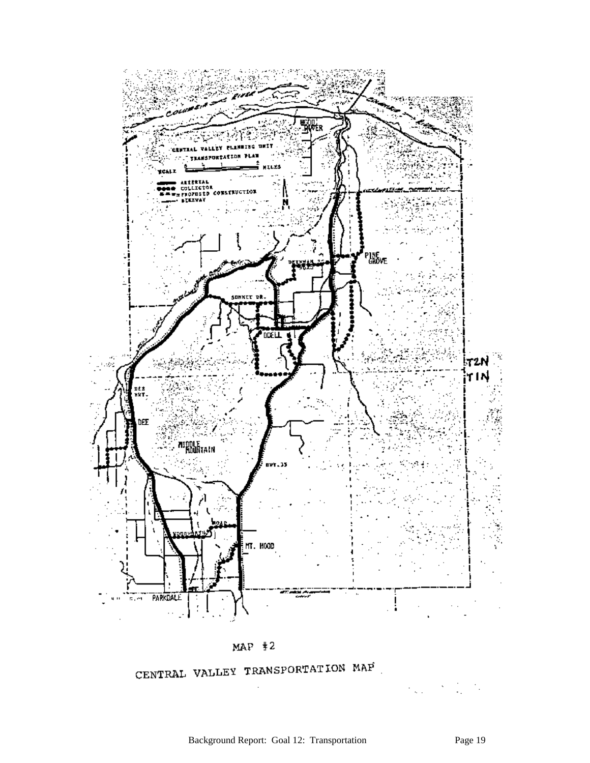MAP #2

CENTRAL VALLEY TRANSPORTATION MAP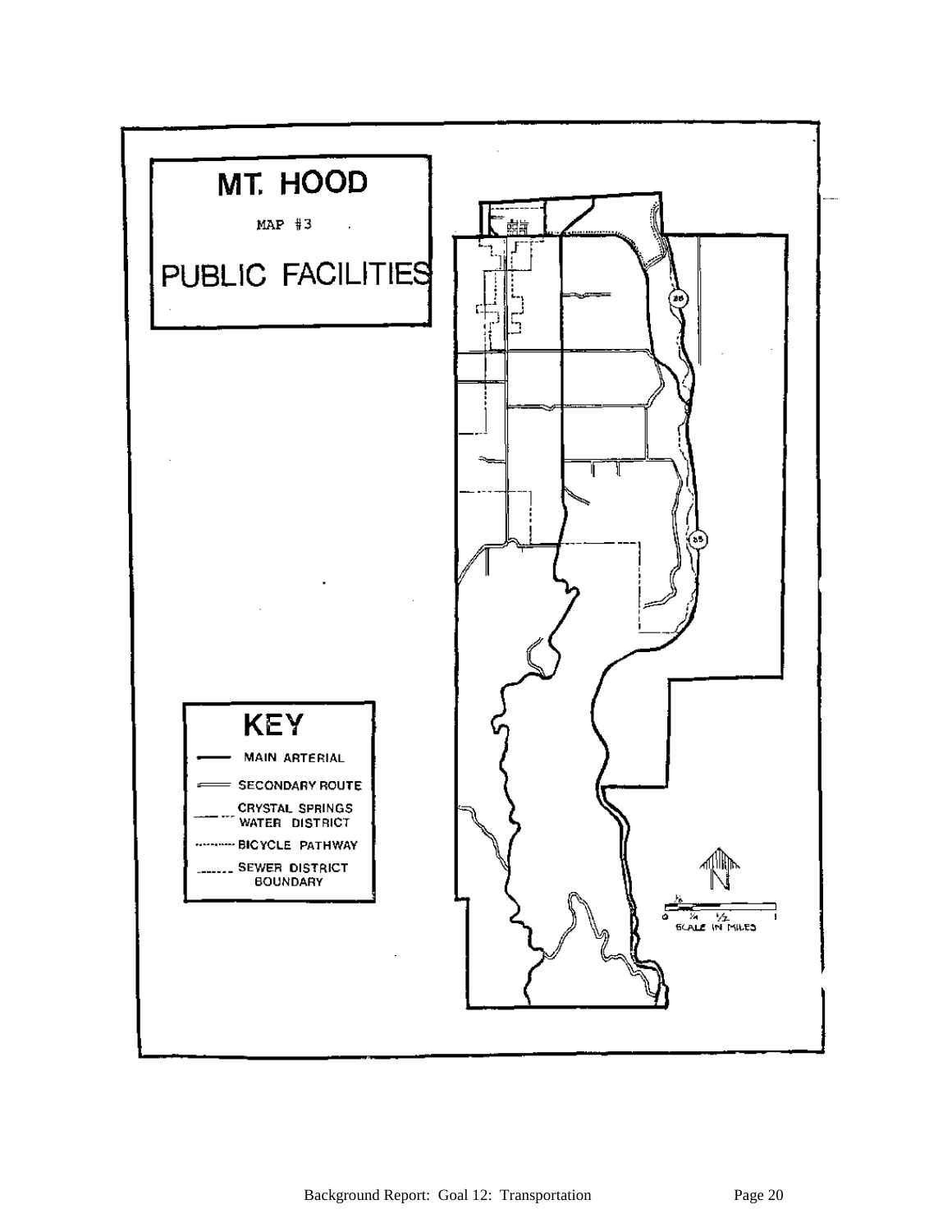# MT. HOOD

MAP #3

## PUBLIC FACILITIES

**KEY**

- MAIN ARTERIAL
- SECONDARY ROUTE
- CRYSTAL SPRINGS WATER DISTRICT
- BICYCLE PATHWAY
- SEWER DISTRICT BOUNDARY

0 1/4 1/2 1

SCALE IN MILES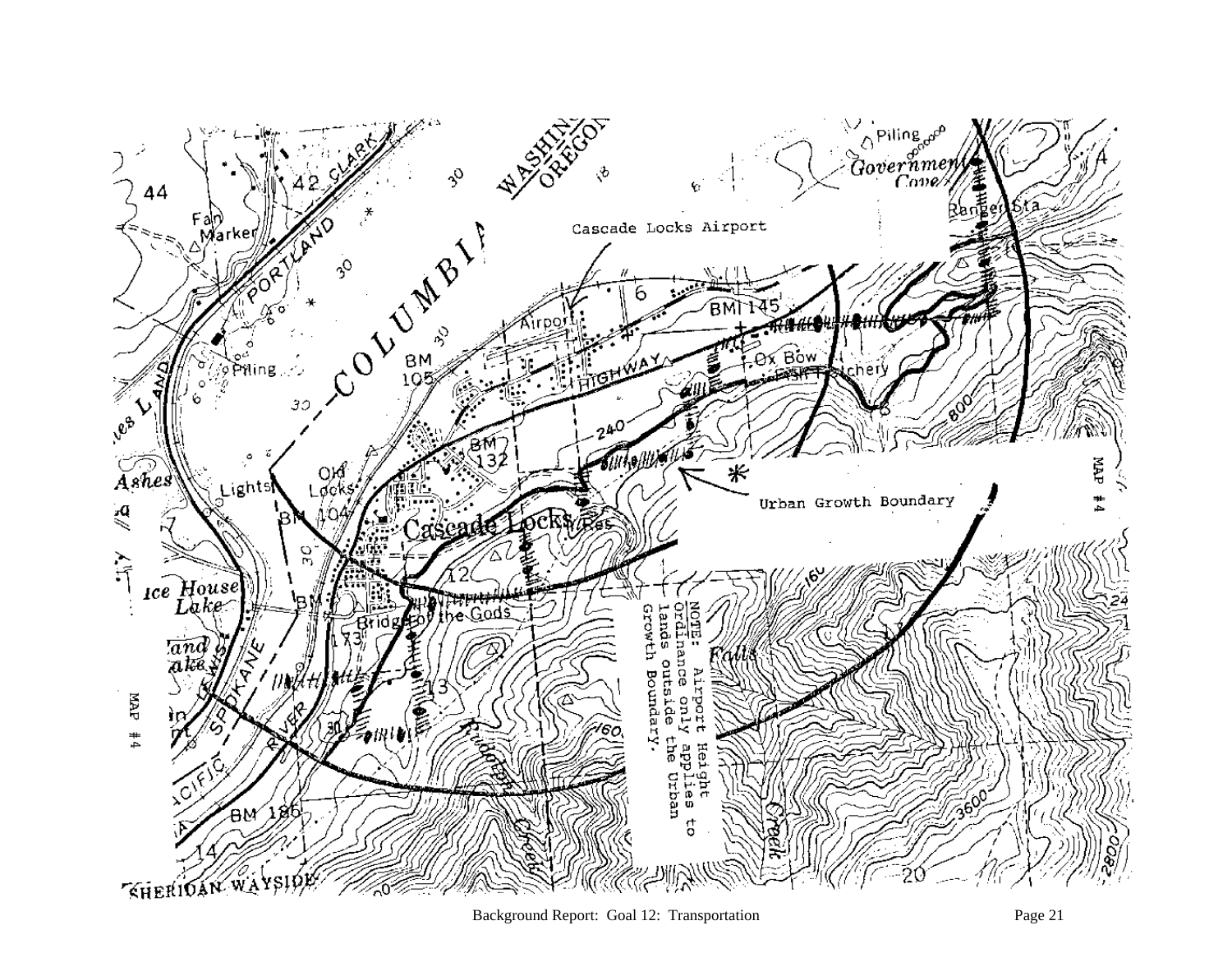Cascade Locks Airport

Urban Growth Boundary

MAP #4

NOTE: Airport Height Ordinance only applies to lands outside the Urban Growth Boundary.

MAP #4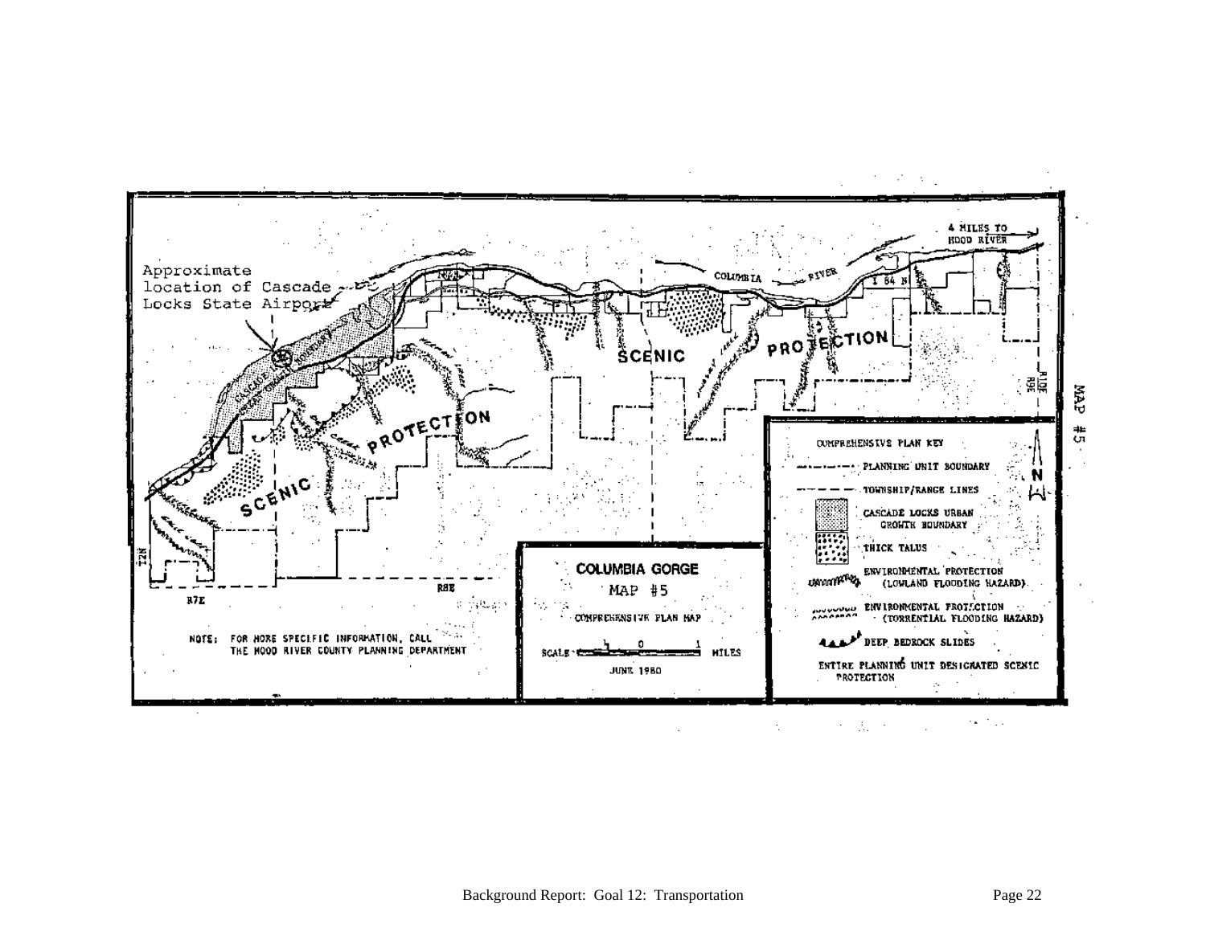Approximate location of Cascade Locks State Airport

4 MILES TO HOOD RIVER

COLUMBIA RIVER

I 84 N

SCENIC PROTECTION

SCENIC PROTECTION

CASCADE LOCKS BOUNDARY

T2N

R7E

R8E

R9E

R10E

MAP #5

NOTE: FOR MORE SPECIFIC INFORMATION, CALL THE HOOD RIVER COUNTY PLANNING DEPARTMENT

**COLUMBIA GORGE**

MAP #5

COMPREHENSIVE PLAN MAP

SCALE 1 0 1 MILES

JUNE 1980

COMPREHENSIVE PLAN KEY

- PLANNING UNIT BOUNDARY
- TOWNSHIP/RANGE LINES
- CASCADE LOCKS URBAN GROWTH BOUNDARY
- THICK TALUS
- ENVIRONMENTAL PROTECTION (LOWLAND FLOODING HAZARD)
- ENVIRONMENTAL PROTECTION (TORRENTIAL FLOODING HAZARD)
- DEEP BEDROCK SLIDES

ENTIRE PLANNING UNIT DESIGNATED SCENIC PROTECTION

N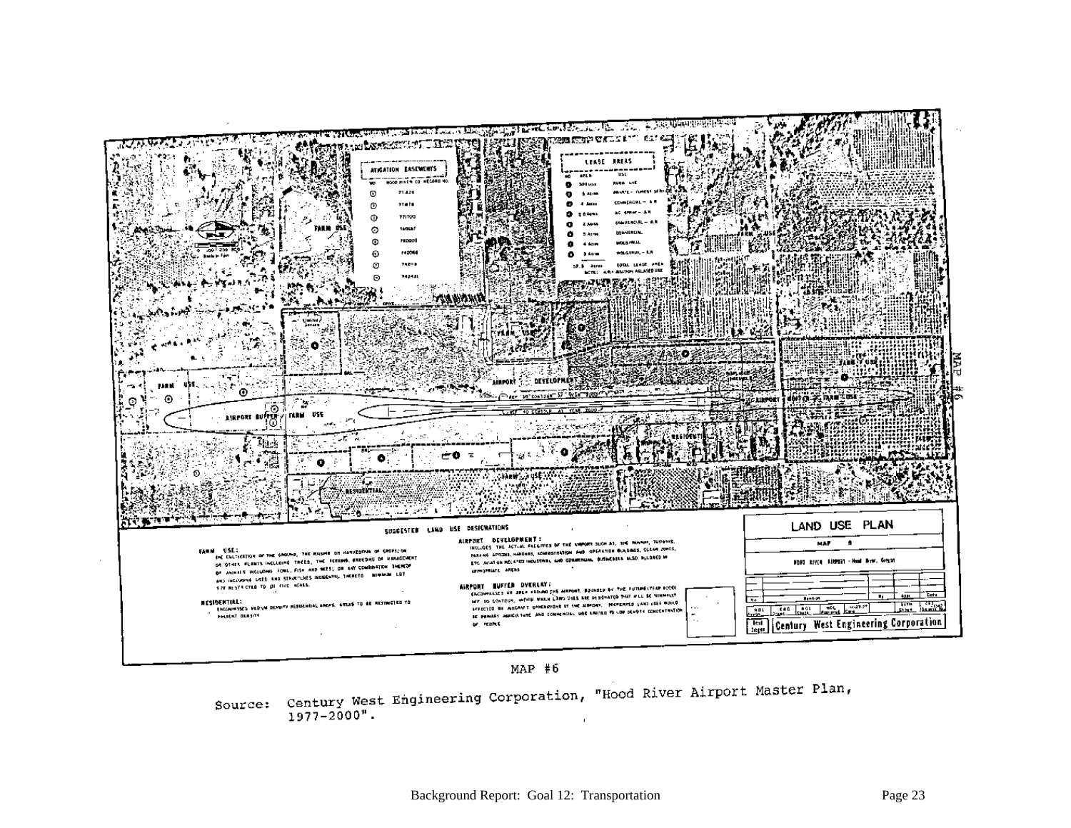MAP #6

Source: Century West Engineering Corporation, "Hood River Airport Master Plan, 1977-2000".